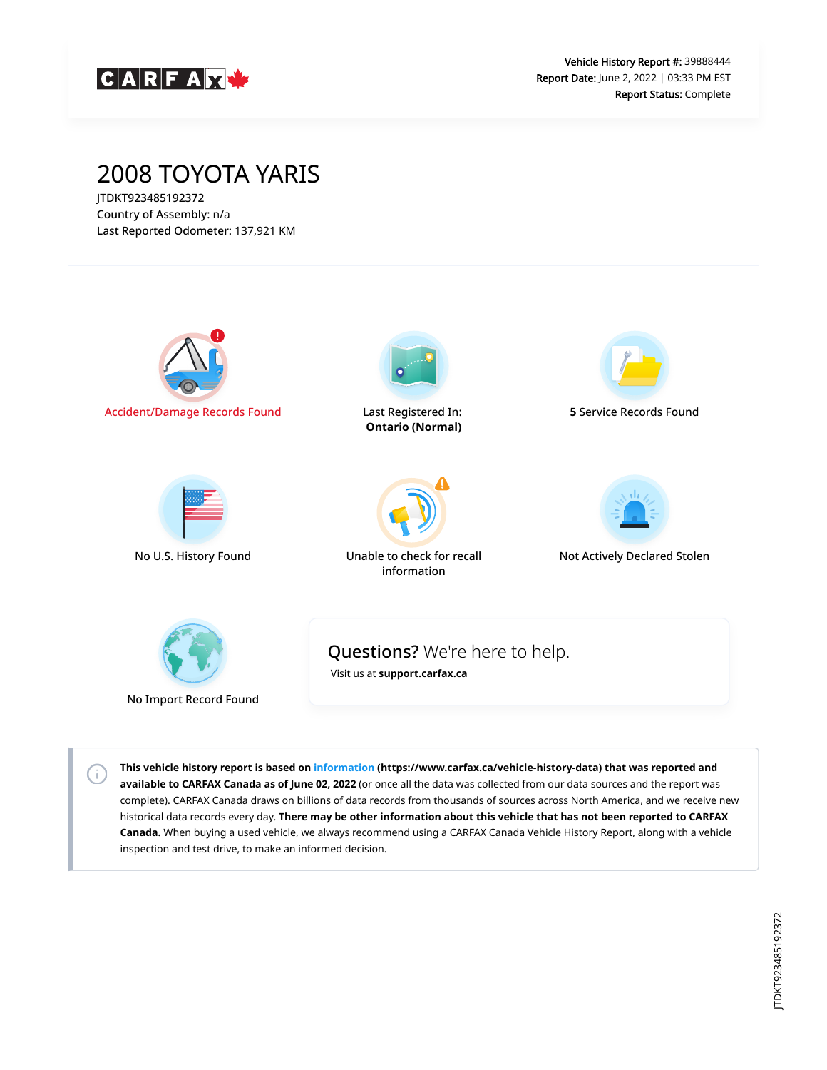CARFAX

**Vehicle History Report #:** 39888444
**Report Date:** June 2, 2022 | 03:33 PM EST
**Report Status:** Complete

# 2008 TOYOTA YARIS

JTDKT923485192372
Country of Assembly: n/a
Last Reported Odometer: 137,921 KM

Accident/Damage Records Found

Last Registered In:
**Ontario (Normal)**

**5** Service Records Found

No U.S. History Found

Unable to check for recall information

Not Actively Declared Stolen

No Import Record Found

## **Questions?** We're here to help.

Visit us at **support.carfax.ca**

**This vehicle history report is based on information (https://www.carfax.ca/vehicle-history-data) that was reported and available to CARFAX Canada as of June 02, 2022** (or once all the data was collected from our data sources and the report was complete). CARFAX Canada draws on billions of data records from thousands of sources across North America, and we receive new historical data records every day. **There may be other information about this vehicle that has not been reported to CARFAX Canada.** When buying a used vehicle, we always recommend using a CARFAX Canada Vehicle History Report, along with a vehicle inspection and test drive, to make an informed decision.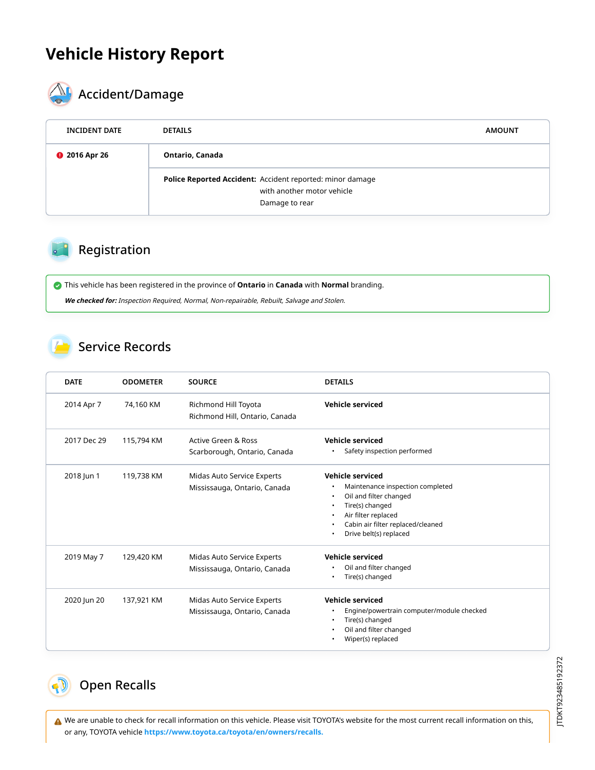# Vehicle History Report

## Accident/Damage

| INCIDENT DATE | DETAILS | AMOUNT |
| --- | --- | --- |
| 2016 Apr 26 | **Ontario, Canada** | |
| | **Police Reported Accident:** Accident reported: minor damage with another motor vehicle Damage to rear | |

## Registration

This vehicle has been registered in the province of **Ontario** in **Canada** with **Normal** branding.

***We checked for:*** *Inspection Required, Normal, Non-repairable, Rebuilt, Salvage and Stolen.*

## Service Records

| DATE | ODOMETER | SOURCE | DETAILS |
| --- | --- | --- | --- |
| 2014 Apr 7 | 74,160 KM | Richmond Hill Toyota<br>Richmond Hill, Ontario, Canada | **Vehicle serviced** |
| 2017 Dec 29 | 115,794 KM | Active Green & Ross<br>Scarborough, Ontario, Canada | **Vehicle serviced**<br>• Safety inspection performed |
| 2018 Jun 1 | 119,738 KM | Midas Auto Service Experts<br>Mississauga, Ontario, Canada | **Vehicle serviced**<br>• Maintenance inspection completed<br>• Oil and filter changed<br>• Tire(s) changed<br>• Air filter replaced<br>• Cabin air filter replaced/cleaned<br>• Drive belt(s) replaced |
| 2019 May 7 | 129,420 KM | Midas Auto Service Experts<br>Mississauga, Ontario, Canada | **Vehicle serviced**<br>• Oil and filter changed<br>• Tire(s) changed |
| 2020 Jun 20 | 137,921 KM | Midas Auto Service Experts<br>Mississauga, Ontario, Canada | **Vehicle serviced**<br>• Engine/powertrain computer/module checked<br>• Tire(s) changed<br>• Oil and filter changed<br>• Wiper(s) replaced |

## Open Recalls

We are unable to check for recall information on this vehicle. Please visit TOYOTA's website for the most current recall information on this, or any, TOYOTA vehicle **https://www.toyota.ca/toyota/en/owners/recalls.**

JTDKT923485192372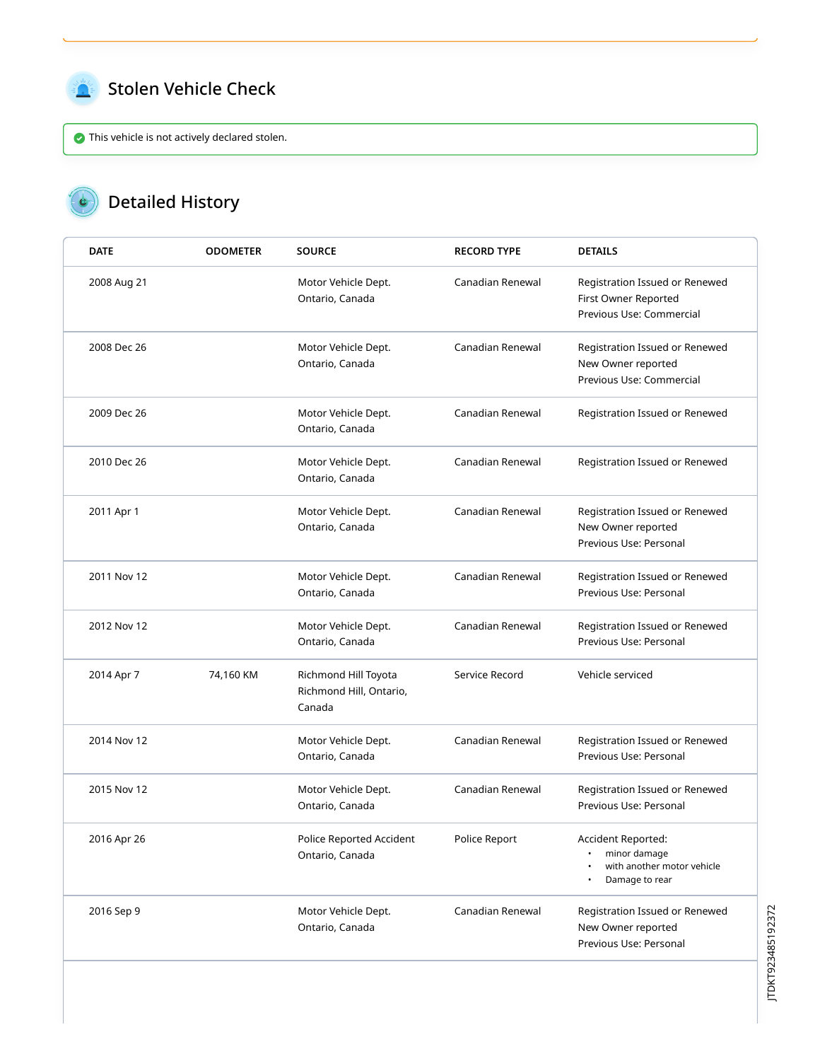## Stolen Vehicle Check

This vehicle is not actively declared stolen.

## Detailed History

| DATE | ODOMETER | SOURCE | RECORD TYPE | DETAILS |
|---|---|---|---|---|
| 2008 Aug 21 | | Motor Vehicle Dept.<br>Ontario, Canada | Canadian Renewal | Registration Issued or Renewed<br>First Owner Reported<br>Previous Use: Commercial |
| 2008 Dec 26 | | Motor Vehicle Dept.<br>Ontario, Canada | Canadian Renewal | Registration Issued or Renewed<br>New Owner reported<br>Previous Use: Commercial |
| 2009 Dec 26 | | Motor Vehicle Dept.<br>Ontario, Canada | Canadian Renewal | Registration Issued or Renewed |
| 2010 Dec 26 | | Motor Vehicle Dept.<br>Ontario, Canada | Canadian Renewal | Registration Issued or Renewed |
| 2011 Apr 1 | | Motor Vehicle Dept.<br>Ontario, Canada | Canadian Renewal | Registration Issued or Renewed<br>New Owner reported<br>Previous Use: Personal |
| 2011 Nov 12 | | Motor Vehicle Dept.<br>Ontario, Canada | Canadian Renewal | Registration Issued or Renewed<br>Previous Use: Personal |
| 2012 Nov 12 | | Motor Vehicle Dept.<br>Ontario, Canada | Canadian Renewal | Registration Issued or Renewed<br>Previous Use: Personal |
| 2014 Apr 7 | 74,160 KM | Richmond Hill Toyota<br>Richmond Hill, Ontario, Canada | Service Record | Vehicle serviced |
| 2014 Nov 12 | | Motor Vehicle Dept.<br>Ontario, Canada | Canadian Renewal | Registration Issued or Renewed<br>Previous Use: Personal |
| 2015 Nov 12 | | Motor Vehicle Dept.<br>Ontario, Canada | Canadian Renewal | Registration Issued or Renewed<br>Previous Use: Personal |
| 2016 Apr 26 | | Police Reported Accident<br>Ontario, Canada | Police Report | Accident Reported:<br>• minor damage<br>• with another motor vehicle<br>• Damage to rear |
| 2016 Sep 9 | | Motor Vehicle Dept.<br>Ontario, Canada | Canadian Renewal | Registration Issued or Renewed<br>New Owner reported<br>Previous Use: Personal |

JTDKT923485192372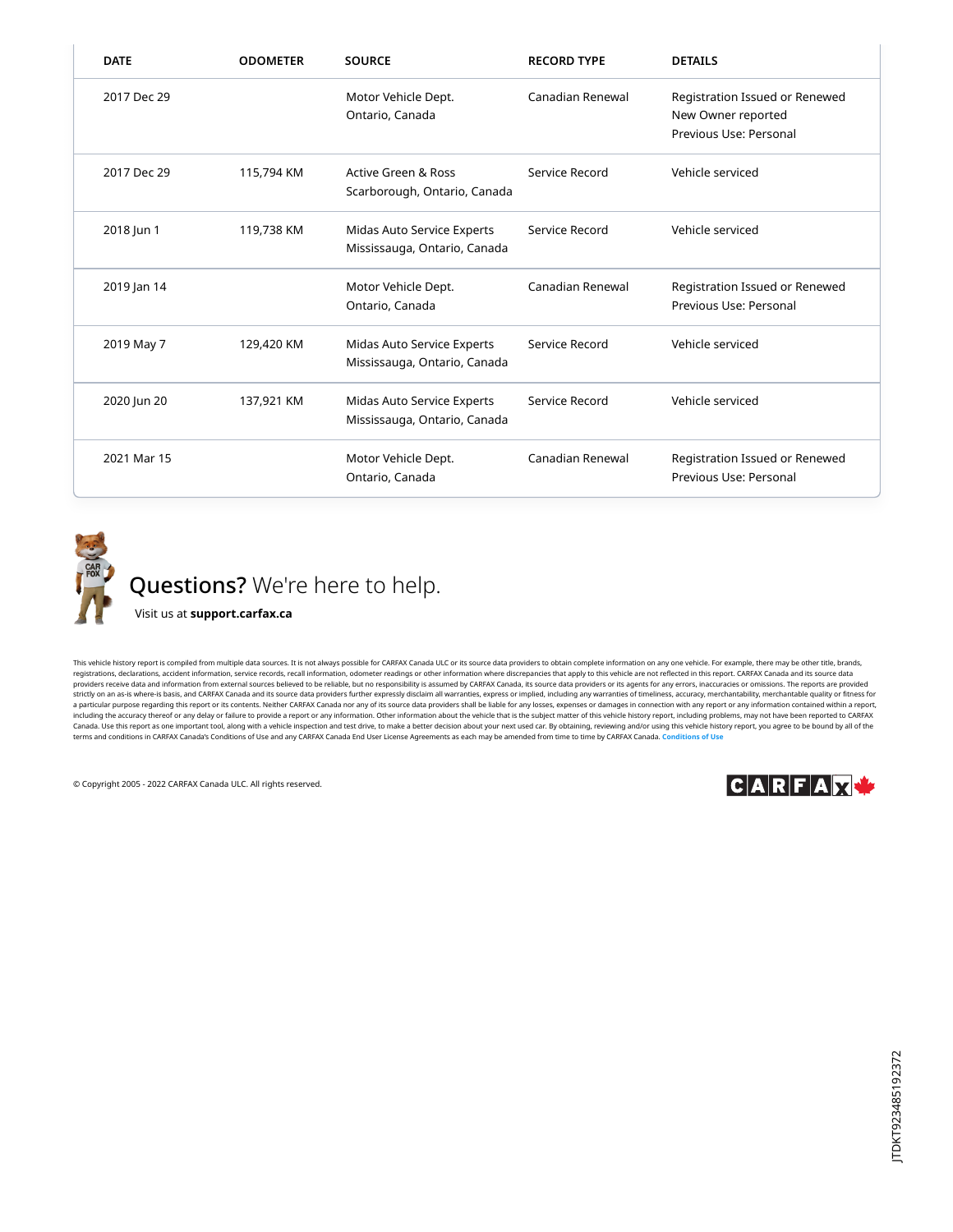| DATE | ODOMETER | SOURCE | RECORD TYPE | DETAILS |
|---|---|---|---|---|
| 2017 Dec 29 | | Motor Vehicle Dept. Ontario, Canada | Canadian Renewal | Registration Issued or Renewed New Owner reported Previous Use: Personal |
| 2017 Dec 29 | 115,794 KM | Active Green & Ross Scarborough, Ontario, Canada | Service Record | Vehicle serviced |
| 2018 Jun 1 | 119,738 KM | Midas Auto Service Experts Mississauga, Ontario, Canada | Service Record | Vehicle serviced |
| 2019 Jan 14 | | Motor Vehicle Dept. Ontario, Canada | Canadian Renewal | Registration Issued or Renewed Previous Use: Personal |
| 2019 May 7 | 129,420 KM | Midas Auto Service Experts Mississauga, Ontario, Canada | Service Record | Vehicle serviced |
| 2020 Jun 20 | 137,921 KM | Midas Auto Service Experts Mississauga, Ontario, Canada | Service Record | Vehicle serviced |
| 2021 Mar 15 | | Motor Vehicle Dept. Ontario, Canada | Canadian Renewal | Registration Issued or Renewed Previous Use: Personal |

## **Questions?** We're here to help.

Visit us at **support.carfax.ca**

This vehicle history report is compiled from multiple data sources. It is not always possible for CARFAX Canada ULC or its source data providers to obtain complete information on any one vehicle. For example, there may be other title, brands, registrations, declarations, accident information, service records, recall information, odometer readings or other information where discrepancies that apply to this vehicle are not reflected in this report. CARFAX Canada and its source data providers receive data and information from external sources believed to be reliable, but no responsibility is assumed by CARFAX Canada, its source data providers or its agents for any errors, inaccuracies or omissions. The reports are provided strictly on an as-is where-is basis, and CARFAX Canada and its source data providers further expressly disclaim all warranties, express or implied, including any warranties of timeliness, accuracy, merchantability, merchantable quality or fitness for a particular purpose regarding this report or its contents. Neither CARFAX Canada nor any of its source data providers shall be liable for any losses, expenses or damages in connection with any report or any information contained within a report, including the accuracy thereof or any delay or failure to provide a report or any information. Other information about the vehicle that is the subject matter of this vehicle history report, including problems, may not have been reported to CARFAX Canada. Use this report as one important tool, along with a vehicle inspection and test drive, to make a better decision about your next used car. By obtaining, reviewing and/or using this vehicle history report, you agree to be bound by all of the terms and conditions in CARFAX Canada's Conditions of Use and any CARFAX Canada End User License Agreements as each may be amended from time to time by CARFAX Canada. Conditions of Use

© Copyright 2005 - 2022 CARFAX Canada ULC. All rights reserved.

JTDKT923485192372